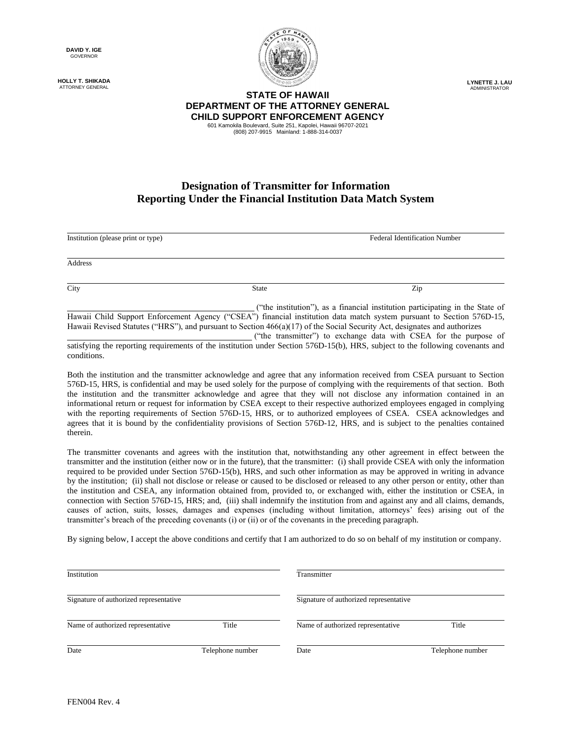**DAVID Y. IGE**
GOVERNOR

**HOLLY T. SHIKADA**
ATTORNEY GENERAL

**LYNETTE J. LAU**
ADMINISTRATOR

**STATE OF HAWAII**
**DEPARTMENT OF THE ATTORNEY GENERAL**
**CHILD SUPPORT ENFORCEMENT AGENCY**
601 Kamokila Boulevard, Suite 251, Kapolei, Hawaii 96707-2021
(808) 207-9915 Mainland: 1-888-314-0037

# Designation of Transmitter for Information Reporting Under the Financial Institution Data Match System

______________________________________________ ______________________
Institution (please print or type) Federal Identification Number

______________________________________________
Address

______________________________________________
City State Zip

__________________________ ("the institution"), as a financial institution participating in the State of Hawaii Child Support Enforcement Agency ("CSEA") financial institution data match system pursuant to Section 576D-15, Hawaii Revised Statutes ("HRS"), and pursuant to Section 466(a)(17) of the Social Security Act, designates and authorizes __________________________ ("the transmitter") to exchange data with CSEA for the purpose of satisfying the reporting requirements of the institution under Section 576D-15(b), HRS, subject to the following covenants and conditions.

Both the institution and the transmitter acknowledge and agree that any information received from CSEA pursuant to Section 576D-15, HRS, is confidential and may be used solely for the purpose of complying with the requirements of that section. Both the institution and the transmitter acknowledge and agree that they will not disclose any information contained in an informational return or request for information by CSEA except to their respective authorized employees engaged in complying with the reporting requirements of Section 576D-15, HRS, or to authorized employees of CSEA. CSEA acknowledges and agrees that it is bound by the confidentiality provisions of Section 576D-12, HRS, and is subject to the penalties contained therein.

The transmitter covenants and agrees with the institution that, notwithstanding any other agreement in effect between the transmitter and the institution (either now or in the future), that the transmitter: (i) shall provide CSEA with only the information required to be provided under Section 576D-15(b), HRS, and such other information as may be approved in writing in advance by the institution; (ii) shall not disclose or release or caused to be disclosed or released to any other person or entity, other than the institution and CSEA, any information obtained from, provided to, or exchanged with, either the institution or CSEA, in connection with Section 576D-15, HRS; and, (iii) shall indemnify the institution from and against any and all claims, demands, causes of action, suits, losses, damages and expenses (including without limitation, attorneys' fees) arising out of the transmitter's breach of the preceding covenants (i) or (ii) or of the covenants in the preceding paragraph.

By signing below, I accept the above conditions and certify that I am authorized to do so on behalf of my institution or company.

| | |
|---|---|
| Institution | Transmitter |
| Signature of authorized representative | Signature of authorized representative |
| Name of authorized representative &nbsp;&nbsp;&nbsp; Title | Name of authorized representative &nbsp;&nbsp;&nbsp; Title |
| Date &nbsp;&nbsp;&nbsp; Telephone number | Date &nbsp;&nbsp;&nbsp; Telephone number |

FEN004 Rev. 4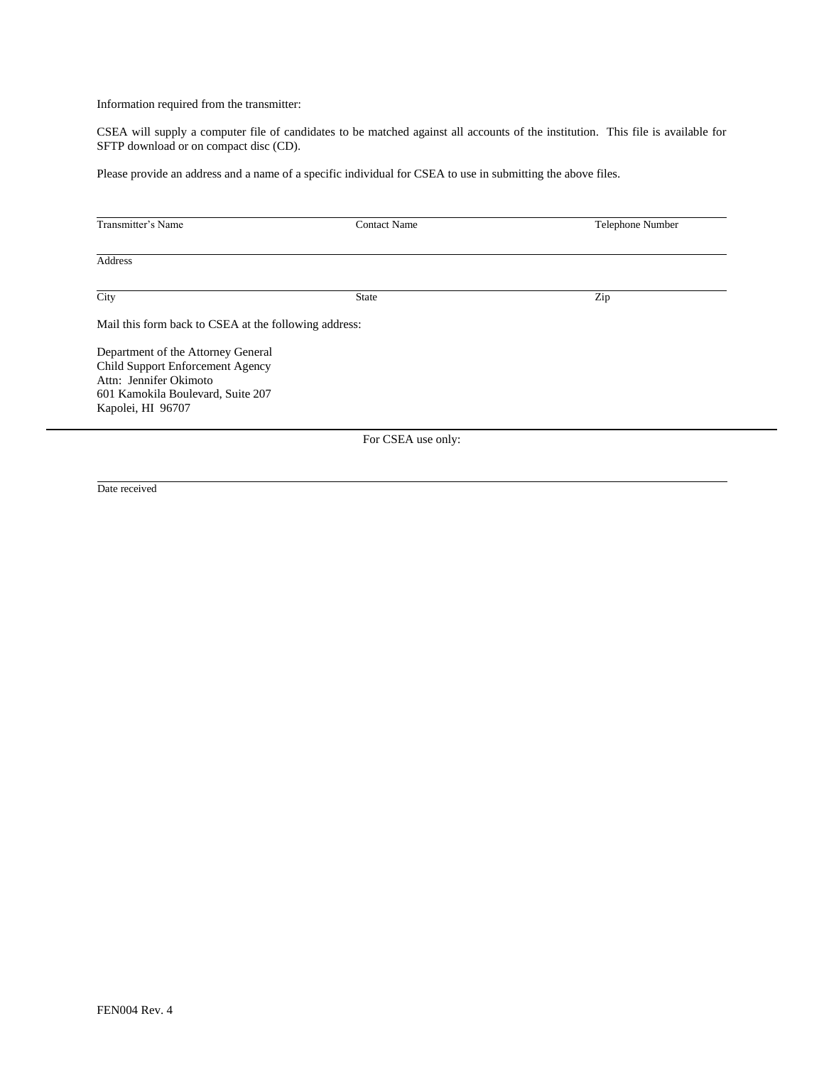Information required from the transmitter:

CSEA will supply a computer file of candidates to be matched against all accounts of the institution. This file is available for SFTP download or on compact disc (CD).

Please provide an address and a name of a specific individual for CSEA to use in submitting the above files.

| | | |
|---|---|---|
| Transmitter's Name | Contact Name | Telephone Number |
| Address | | |
| City | State | Zip |

Mail this form back to CSEA at the following address:

Department of the Attorney General
Child Support Enforcement Agency
Attn: Jennifer Okimoto
601 Kamokila Boulevard, Suite 207
Kapolei, HI 96707

---

For CSEA use only:

Date received

FEN004 Rev. 4